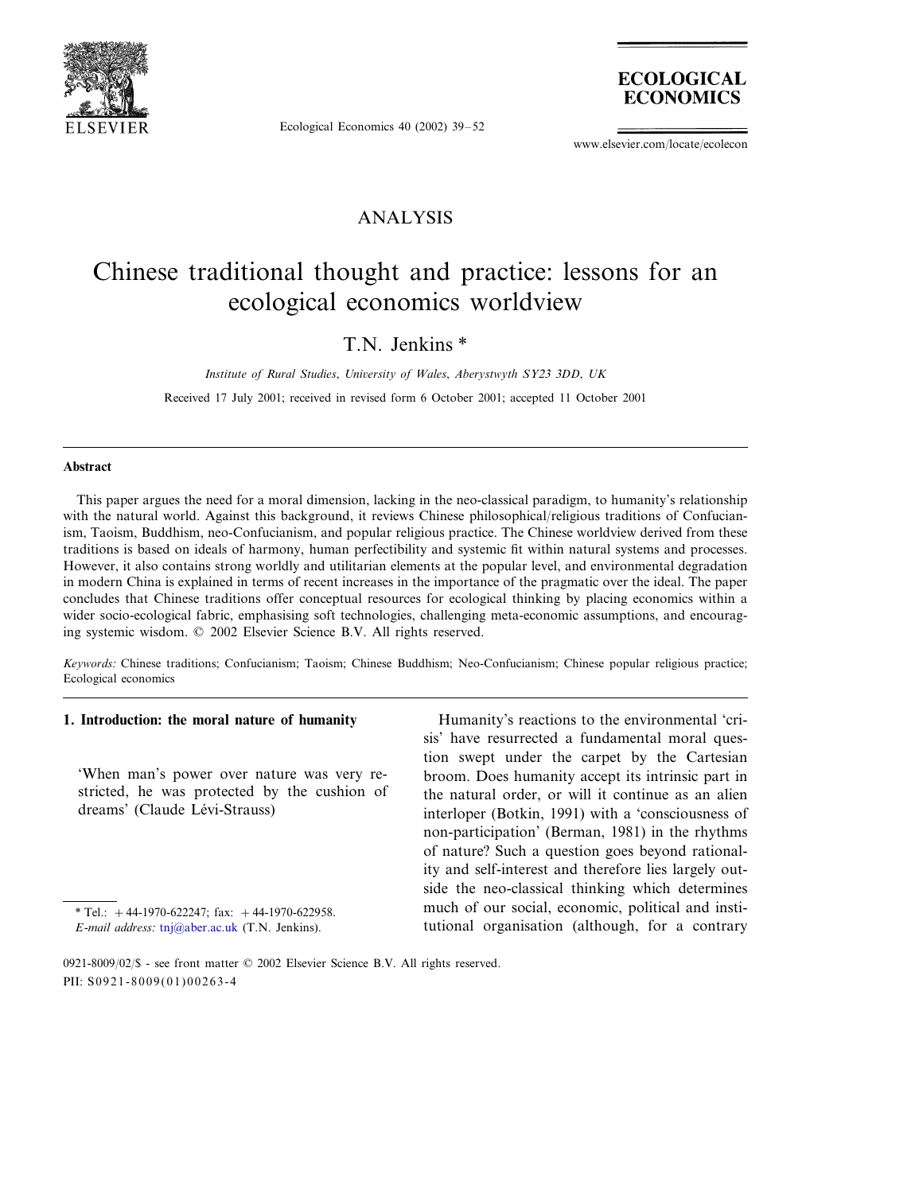ANALYSIS

# Chinese traditional thought and practice: lessons for an ecological economics worldview

T.N. Jenkins *

*Institute of Rural Studies, University of Wales, Aberystwyth SY23 3DD, UK*

Received 17 July 2001; received in revised form 6 October 2001; accepted 11 October 2001

## Abstract

This paper argues the need for a moral dimension, lacking in the neo-classical paradigm, to humanity's relationship with the natural world. Against this background, it reviews Chinese philosophical/religious traditions of Confucianism, Taoism, Buddhism, neo-Confucianism, and popular religious practice. The Chinese worldview derived from these traditions is based on ideals of harmony, human perfectibility and systemic fit within natural systems and processes. However, it also contains strong worldly and utilitarian elements at the popular level, and environmental degradation in modern China is explained in terms of recent increases in the importance of the pragmatic over the ideal. The paper concludes that Chinese traditions offer conceptual resources for ecological thinking by placing economics within a wider socio-ecological fabric, emphasising soft technologies, challenging meta-economic assumptions, and encouraging systemic wisdom. © 2002 Elsevier Science B.V. All rights reserved.

*Keywords:* Chinese traditions; Confucianism; Taoism; Chinese Buddhism; Neo-Confucianism; Chinese popular religious practice; Ecological economics

## 1. Introduction: the moral nature of humanity

'When man's power over nature was very restricted, he was protected by the cushion of dreams' (Claude Lévi-Strauss)

Humanity's reactions to the environmental 'crisis' have resurrected a fundamental moral question swept under the carpet by the Cartesian broom. Does humanity accept its intrinsic part in the natural order, or will it continue as an alien interloper (Botkin, 1991) with a 'consciousness of non-participation' (Berman, 1981) in the rhythms of nature? Such a question goes beyond rationality and self-interest and therefore lies largely outside the neo-classical thinking which determines much of our social, economic, political and institutional organisation (although, for a contrary

* Tel.: +44-1970-622247; fax: +44-1970-622958.
*E-mail address:* tnj@aber.ac.uk (T.N. Jenkins).

0921-8009/02/$ - see front matter © 2002 Elsevier Science B.V. All rights reserved.
PII: S0921-8009(01)00263-4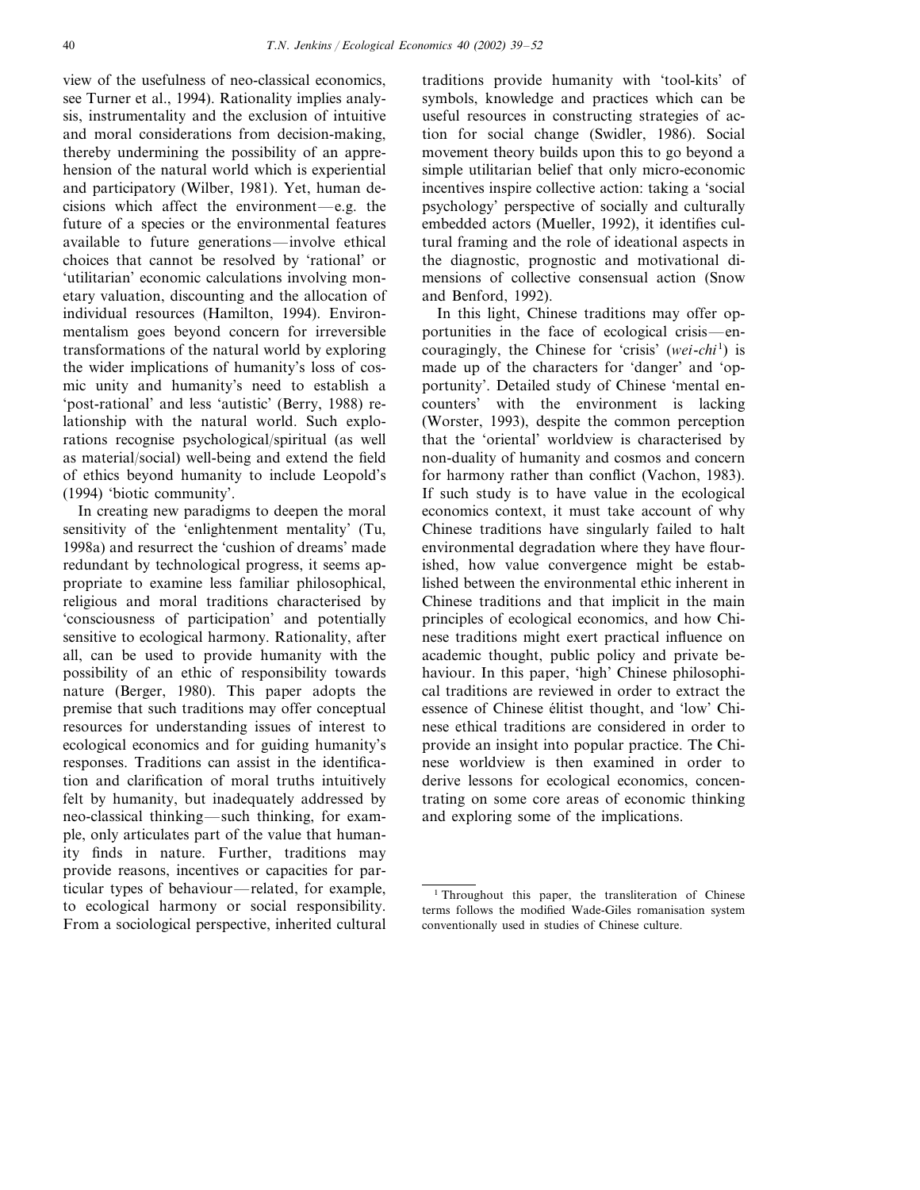view of the usefulness of neo-classical economics, see Turner et al., 1994). Rationality implies analysis, instrumentality and the exclusion of intuitive and moral considerations from decision-making, thereby undermining the possibility of an apprehension of the natural world which is experiential and participatory (Wilber, 1981). Yet, human decisions which affect the environment—e.g. the future of a species or the environmental features available to future generations—involve ethical choices that cannot be resolved by 'rational' or 'utilitarian' economic calculations involving monetary valuation, discounting and the allocation of individual resources (Hamilton, 1994). Environmentalism goes beyond concern for irreversible transformations of the natural world by exploring the wider implications of humanity's loss of cosmic unity and humanity's need to establish a 'post-rational' and less 'autistic' (Berry, 1988) relationship with the natural world. Such explorations recognise psychological/spiritual (as well as material/social) well-being and extend the field of ethics beyond humanity to include Leopold's (1994) 'biotic community'.

In creating new paradigms to deepen the moral sensitivity of the 'enlightenment mentality' (Tu, 1998a) and resurrect the 'cushion of dreams' made redundant by technological progress, it seems appropriate to examine less familiar philosophical, religious and moral traditions characterised by 'consciousness of participation' and potentially sensitive to ecological harmony. Rationality, after all, can be used to provide humanity with the possibility of an ethic of responsibility towards nature (Berger, 1980). This paper adopts the premise that such traditions may offer conceptual resources for understanding issues of interest to ecological economics and for guiding humanity's responses. Traditions can assist in the identification and clarification of moral truths intuitively felt by humanity, but inadequately addressed by neo-classical thinking—such thinking, for example, only articulates part of the value that humanity finds in nature. Further, traditions may provide reasons, incentives or capacities for particular types of behaviour—related, for example, to ecological harmony or social responsibility. From a sociological perspective, inherited cultural traditions provide humanity with 'tool-kits' of symbols, knowledge and practices which can be useful resources in constructing strategies of action for social change (Swidler, 1986). Social movement theory builds upon this to go beyond a simple utilitarian belief that only micro-economic incentives inspire collective action: taking a 'social psychology' perspective of socially and culturally embedded actors (Mueller, 1992), it identifies cultural framing and the role of ideational aspects in the diagnostic, prognostic and motivational dimensions of collective consensual action (Snow and Benford, 1992).

In this light, Chinese traditions may offer opportunities in the face of ecological crisis—encouragingly, the Chinese for 'crisis' (*wei-chi*[1]) is made up of the characters for 'danger' and 'opportunity'. Detailed study of Chinese 'mental encounters' with the environment is lacking (Worster, 1993), despite the common perception that the 'oriental' worldview is characterised by non-duality of humanity and cosmos and concern for harmony rather than conflict (Vachon, 1983). If such study is to have value in the ecological economics context, it must take account of why Chinese traditions have singularly failed to halt environmental degradation where they have flourished, how value convergence might be established between the environmental ethic inherent in Chinese traditions and that implicit in the main principles of ecological economics, and how Chinese traditions might exert practical influence on academic thought, public policy and private behaviour. In this paper, 'high' Chinese philosophical traditions are reviewed in order to extract the essence of Chinese élitist thought, and 'low' Chinese ethical traditions are considered in order to provide an insight into popular practice. The Chinese worldview is then examined in order to derive lessons for ecological economics, concentrating on some core areas of economic thinking and exploring some of the implications.

---

[1] Throughout this paper, the transliteration of Chinese terms follows the modified Wade-Giles romanisation system conventionally used in studies of Chinese culture.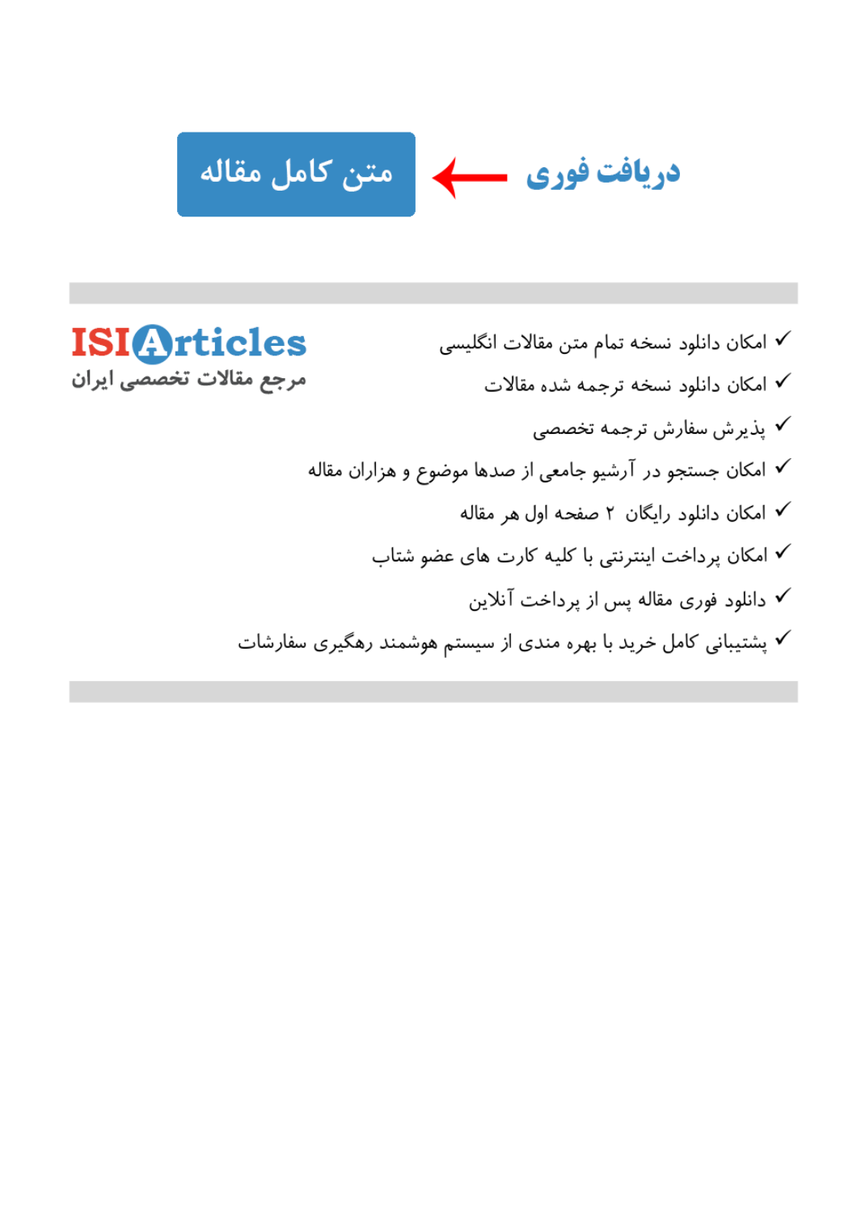دریافت فوری ← **متن کامل مقاله**

**ISIArticles**
مرجع مقالات تخصصی ایران

- ✓ امکان دانلود نسخه تمام متن مقالات انگلیسی
- ✓ امکان دانلود نسخه ترجمه شده مقالات
- ✓ پذیرش سفارش ترجمه تخصصی
- ✓ امکان جستجو در آرشیو جامعی از صدها موضوع و هزاران مقاله
- ✓ امکان دانلود رایگان ۲ صفحه اول هر مقاله
- ✓ امکان پرداخت اینترنتی با کلیه کارت های عضو شتاب
- ✓ دانلود فوری مقاله پس از پرداخت آنلاین
- ✓ پشتیبانی کامل خرید با بهره مندی از سیستم هوشمند رهگیری سفارشات